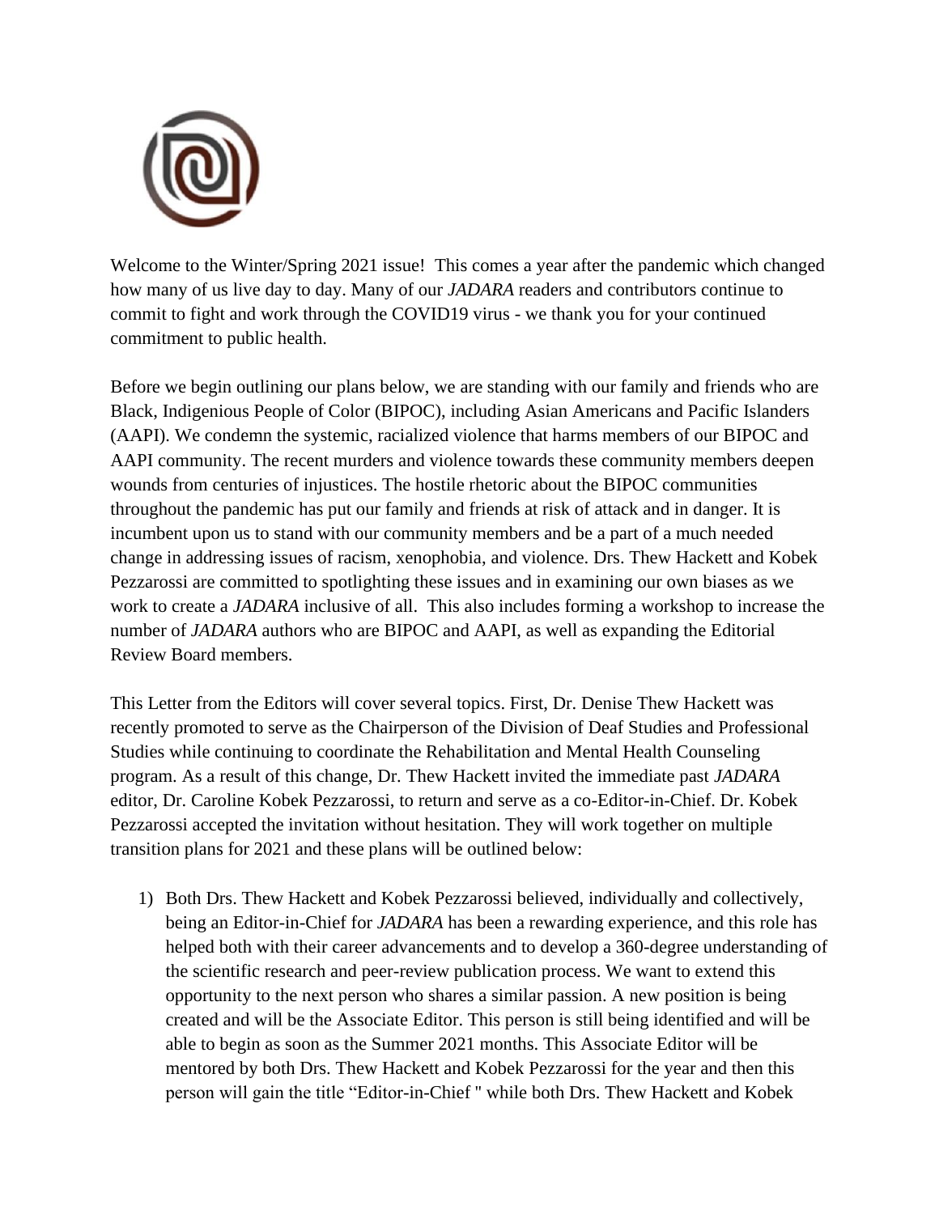Welcome to the Winter/Spring 2021 issue! This comes a year after the pandemic which changed how many of us live day to day. Many of our *JADARA* readers and contributors continue to commit to fight and work through the COVID19 virus - we thank you for your continued commitment to public health.

Before we begin outlining our plans below, we are standing with our family and friends who are Black, Indigenious People of Color (BIPOC), including Asian Americans and Pacific Islanders (AAPI). We condemn the systemic, racialized violence that harms members of our BIPOC and AAPI community. The recent murders and violence towards these community members deepen wounds from centuries of injustices. The hostile rhetoric about the BIPOC communities throughout the pandemic has put our family and friends at risk of attack and in danger. It is incumbent upon us to stand with our community members and be a part of a much needed change in addressing issues of racism, xenophobia, and violence. Drs. Thew Hackett and Kobek Pezzarossi are committed to spotlighting these issues and in examining our own biases as we work to create a *JADARA* inclusive of all. This also includes forming a workshop to increase the number of *JADARA* authors who are BIPOC and AAPI, as well as expanding the Editorial Review Board members.

This Letter from the Editors will cover several topics. First, Dr. Denise Thew Hackett was recently promoted to serve as the Chairperson of the Division of Deaf Studies and Professional Studies while continuing to coordinate the Rehabilitation and Mental Health Counseling program. As a result of this change, Dr. Thew Hackett invited the immediate past *JADARA* editor, Dr. Caroline Kobek Pezzarossi, to return and serve as a co-Editor-in-Chief. Dr. Kobek Pezzarossi accepted the invitation without hesitation. They will work together on multiple transition plans for 2021 and these plans will be outlined below:

1) Both Drs. Thew Hackett and Kobek Pezzarossi believed, individually and collectively, being an Editor-in-Chief for *JADARA* has been a rewarding experience, and this role has helped both with their career advancements and to develop a 360-degree understanding of the scientific research and peer-review publication process. We want to extend this opportunity to the next person who shares a similar passion. A new position is being created and will be the Associate Editor. This person is still being identified and will be able to begin as soon as the Summer 2021 months. This Associate Editor will be mentored by both Drs. Thew Hackett and Kobek Pezzarossi for the year and then this person will gain the title "Editor-in-Chief " while both Drs. Thew Hackett and Kobek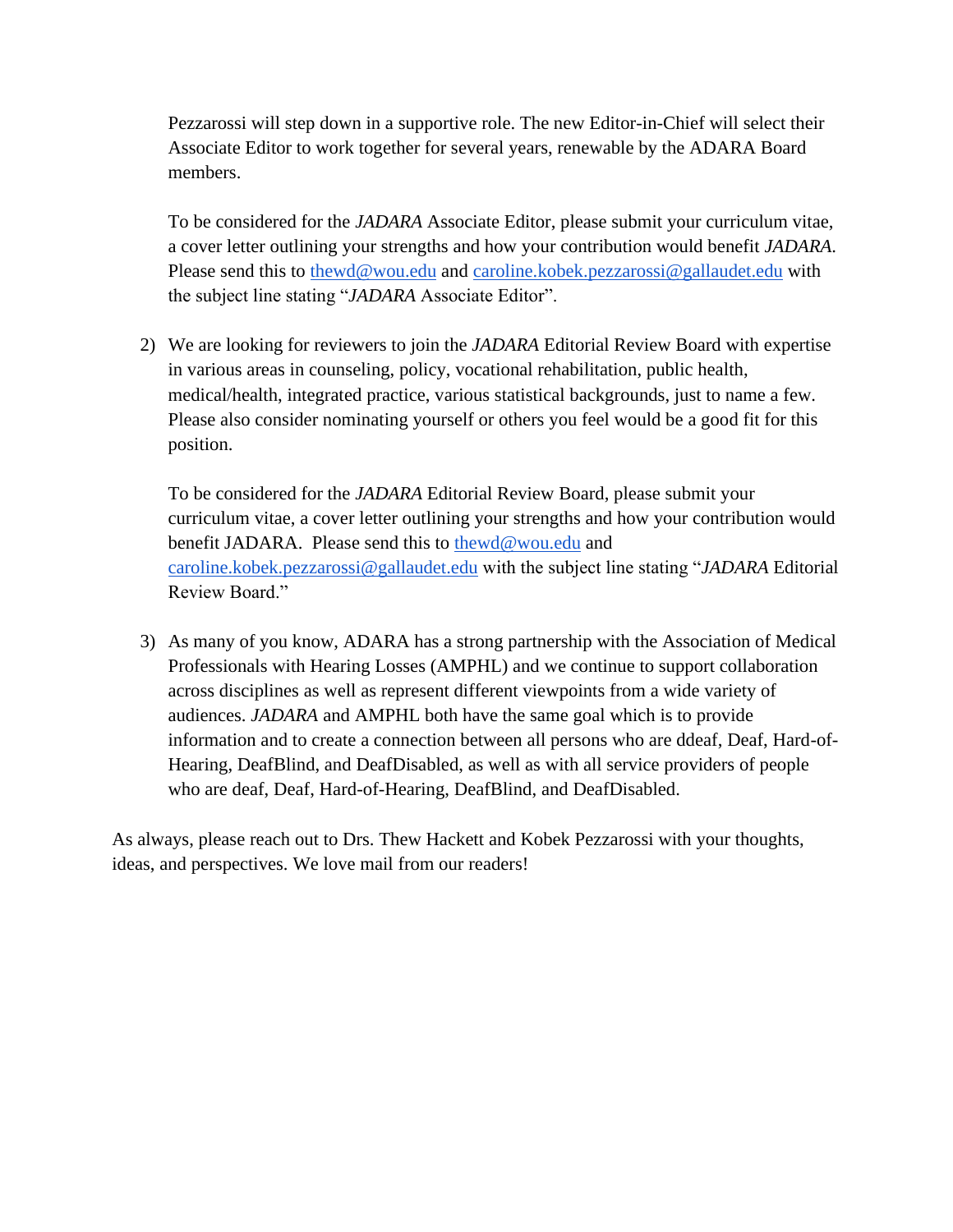Pezzarossi will step down in a supportive role. The new Editor-in-Chief will select their Associate Editor to work together for several years, renewable by the ADARA Board members.

To be considered for the *JADARA* Associate Editor, please submit your curriculum vitae, a cover letter outlining your strengths and how your contribution would benefit *JADARA*. Please send this to thewd@wou.edu and caroline.kobek.pezzarossi@gallaudet.edu with the subject line stating "*JADARA* Associate Editor".

2) We are looking for reviewers to join the *JADARA* Editorial Review Board with expertise in various areas in counseling, policy, vocational rehabilitation, public health, medical/health, integrated practice, various statistical backgrounds, just to name a few. Please also consider nominating yourself or others you feel would be a good fit for this position.

   To be considered for the *JADARA* Editorial Review Board, please submit your curriculum vitae, a cover letter outlining your strengths and how your contribution would benefit JADARA. Please send this to thewd@wou.edu and caroline.kobek.pezzarossi@gallaudet.edu with the subject line stating "*JADARA* Editorial Review Board."

3) As many of you know, ADARA has a strong partnership with the Association of Medical Professionals with Hearing Losses (AMPHL) and we continue to support collaboration across disciplines as well as represent different viewpoints from a wide variety of audiences. *JADARA* and AMPHL both have the same goal which is to provide information and to create a connection between all persons who are ddeaf, Deaf, Hard-of-Hearing, DeafBlind, and DeafDisabled, as well as with all service providers of people who are deaf, Deaf, Hard-of-Hearing, DeafBlind, and DeafDisabled.

As always, please reach out to Drs. Thew Hackett and Kobek Pezzarossi with your thoughts, ideas, and perspectives. We love mail from our readers!